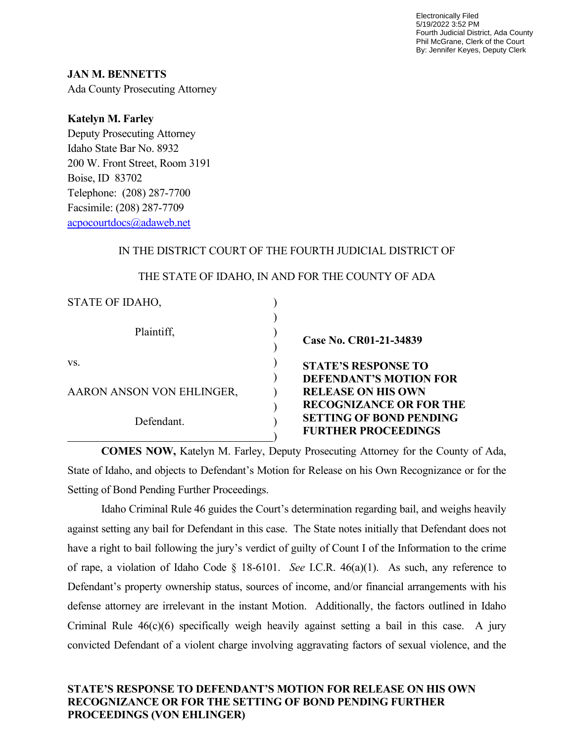Electronically Filed
5/19/2022 3:52 PM
Fourth Judicial District, Ada County
Phil McGrane, Clerk of the Court
By: Jennifer Keyes, Deputy Clerk

**JAN M. BENNETTS**
Ada County Prosecuting Attorney

**Katelyn M. Farley**
Deputy Prosecuting Attorney
Idaho State Bar No. 8932
200 W. Front Street, Room 3191
Boise, ID 83702
Telephone: (208) 287-7700
Facsimile: (208) 287-7709
acpocourtdocs@adaweb.net

IN THE DISTRICT COURT OF THE FOURTH JUDICIAL DISTRICT OF

THE STATE OF IDAHO, IN AND FOR THE COUNTY OF ADA

| | | |
|---|---|---|
| STATE OF IDAHO, | ) | |
| | ) | |
| Plaintiff, | ) | **Case No. CR01-21-34839** |
| | ) | |
| vs. | ) | **STATE'S RESPONSE TO DEFENDANT'S MOTION FOR RELEASE ON HIS OWN RECOGNIZANCE OR FOR THE SETTING OF BOND PENDING FURTHER PROCEEDINGS** |
| AARON ANSON VON EHLINGER, | ) | |
| | ) | |
| Defendant. | ) | |

**COMES NOW,** Katelyn M. Farley, Deputy Prosecuting Attorney for the County of Ada, State of Idaho, and objects to Defendant's Motion for Release on his Own Recognizance or for the Setting of Bond Pending Further Proceedings.

Idaho Criminal Rule 46 guides the Court's determination regarding bail, and weighs heavily against setting any bail for Defendant in this case. The State notes initially that Defendant does not have a right to bail following the jury's verdict of guilty of Count I of the Information to the crime of rape, a violation of Idaho Code § 18-6101. *See* I.C.R. 46(a)(1). As such, any reference to Defendant's property ownership status, sources of income, and/or financial arrangements with his defense attorney are irrelevant in the instant Motion. Additionally, the factors outlined in Idaho Criminal Rule 46(c)(6) specifically weigh heavily against setting a bail in this case. A jury convicted Defendant of a violent charge involving aggravating factors of sexual violence, and the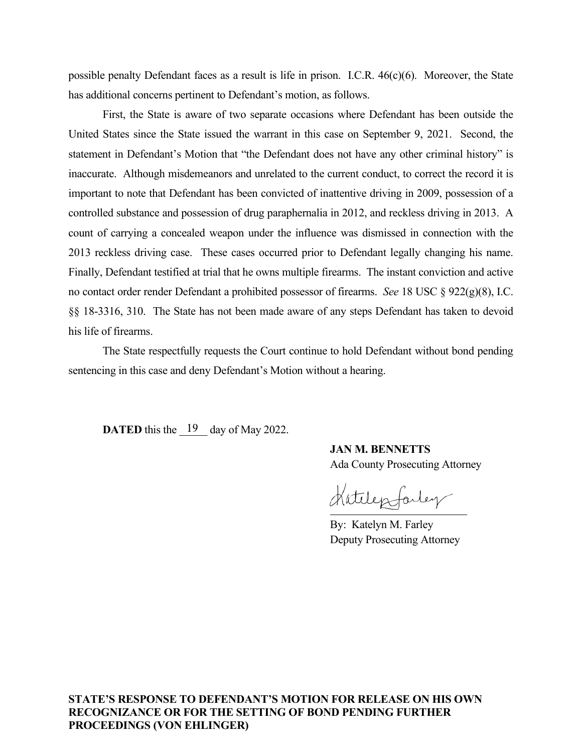possible penalty Defendant faces as a result is life in prison. I.C.R. 46(c)(6). Moreover, the State has additional concerns pertinent to Defendant's motion, as follows.

First, the State is aware of two separate occasions where Defendant has been outside the United States since the State issued the warrant in this case on September 9, 2021. Second, the statement in Defendant's Motion that "the Defendant does not have any other criminal history" is inaccurate. Although misdemeanors and unrelated to the current conduct, to correct the record it is important to note that Defendant has been convicted of inattentive driving in 2009, possession of a controlled substance and possession of drug paraphernalia in 2012, and reckless driving in 2013. A count of carrying a concealed weapon under the influence was dismissed in connection with the 2013 reckless driving case. These cases occurred prior to Defendant legally changing his name. Finally, Defendant testified at trial that he owns multiple firearms. The instant conviction and active no contact order render Defendant a prohibited possessor of firearms. *See* 18 USC § 922(g)(8), I.C. §§ 18-3316, 310. The State has not been made aware of any steps Defendant has taken to devoid his life of firearms.

The State respectfully requests the Court continue to hold Defendant without bond pending sentencing in this case and deny Defendant's Motion without a hearing.

**DATED** this the 19 day of May 2022.

**JAN M. BENNETTS**
Ada County Prosecuting Attorney

By: Katelyn M. Farley
Deputy Prosecuting Attorney

**STATE'S RESPONSE TO DEFENDANT'S MOTION FOR RELEASE ON HIS OWN RECOGNIZANCE OR FOR THE SETTING OF BOND PENDING FURTHER PROCEEDINGS (VON EHLINGER)**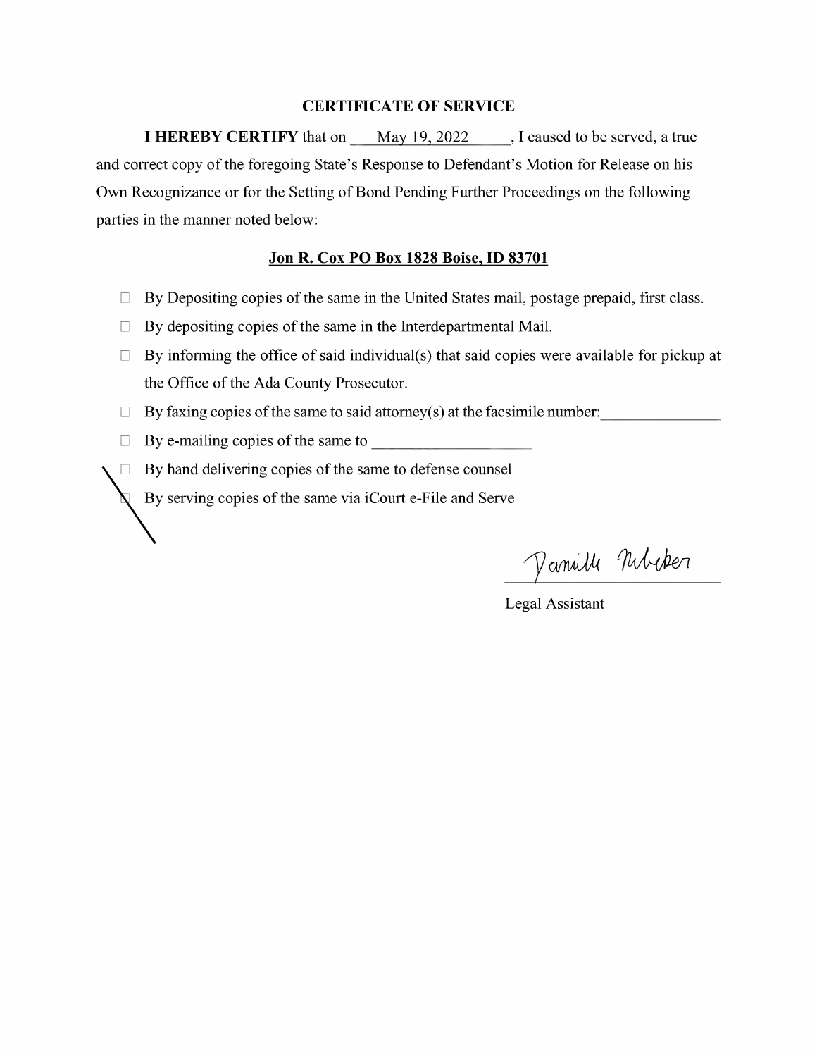## CERTIFICATE OF SERVICE

**I HEREBY CERTIFY** that on May 19, 2022, I caused to be served, a true and correct copy of the foregoing State's Response to Defendant's Motion for Release on his Own Recognizance or for the Setting of Bond Pending Further Proceedings on the following parties in the manner noted below:

**Jon R. Cox PO Box 1828 Boise, ID 83701**

- ☐ By Depositing copies of the same in the United States mail, postage prepaid, first class.
- ☐ By depositing copies of the same in the Interdepartmental Mail.
- ☐ By informing the office of said individual(s) that said copies were available for pickup at the Office of the Ada County Prosecutor.
- ☐ By faxing copies of the same to said attorney(s) at the facsimile number: \_\_\_\_\_\_\_\_\_\_
- ☐ By e-mailing copies of the same to \_\_\_\_\_\_\_\_\_\_
- ☐ By hand delivering copies of the same to defense counsel
- ☑ By serving copies of the same via iCourt e-File and Serve

Danielle Weber

Legal Assistant